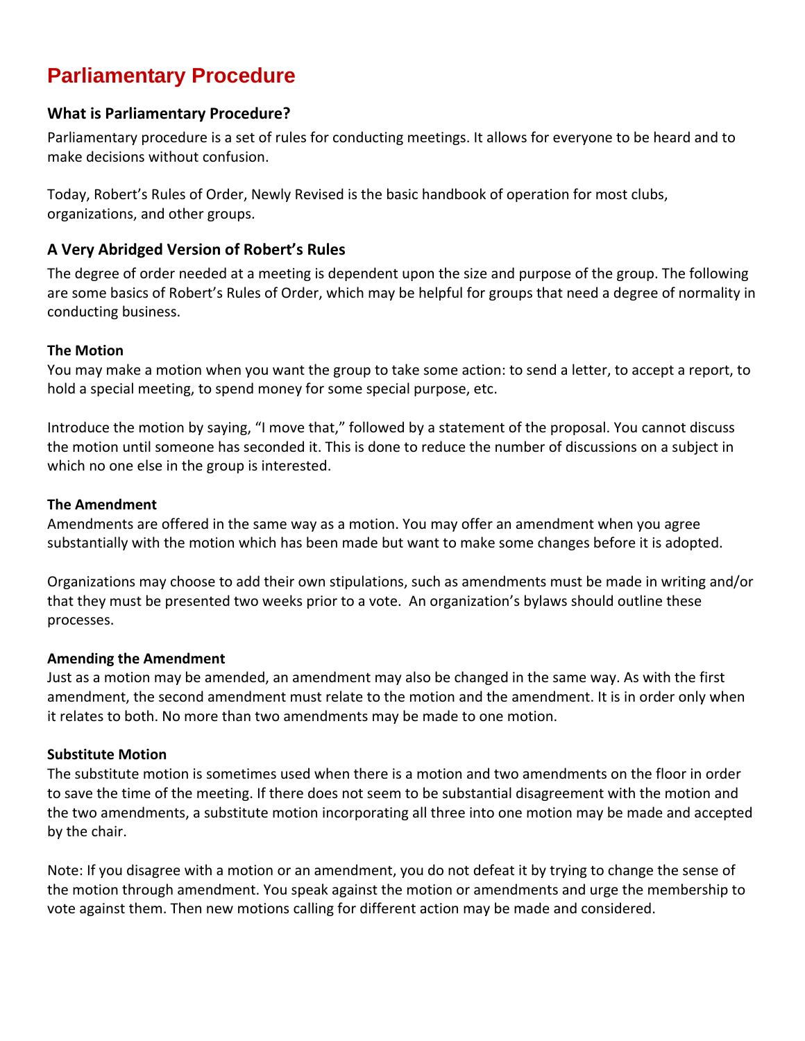# Parliamentary Procedure

## What is Parliamentary Procedure?

Parliamentary procedure is a set of rules for conducting meetings. It allows for everyone to be heard and to make decisions without confusion.

Today, Robert's Rules of Order, Newly Revised is the basic handbook of operation for most clubs, organizations, and other groups.

## A Very Abridged Version of Robert's Rules

The degree of order needed at a meeting is dependent upon the size and purpose of the group. The following are some basics of Robert's Rules of Order, which may be helpful for groups that need a degree of normality in conducting business.

### The Motion

You may make a motion when you want the group to take some action: to send a letter, to accept a report, to hold a special meeting, to spend money for some special purpose, etc.

Introduce the motion by saying, "I move that," followed by a statement of the proposal. You cannot discuss the motion until someone has seconded it. This is done to reduce the number of discussions on a subject in which no one else in the group is interested.

### The Amendment

Amendments are offered in the same way as a motion. You may offer an amendment when you agree substantially with the motion which has been made but want to make some changes before it is adopted.

Organizations may choose to add their own stipulations, such as amendments must be made in writing and/or that they must be presented two weeks prior to a vote. An organization's bylaws should outline these processes.

### Amending the Amendment

Just as a motion may be amended, an amendment may also be changed in the same way. As with the first amendment, the second amendment must relate to the motion and the amendment. It is in order only when it relates to both. No more than two amendments may be made to one motion.

### Substitute Motion

The substitute motion is sometimes used when there is a motion and two amendments on the floor in order to save the time of the meeting. If there does not seem to be substantial disagreement with the motion and the two amendments, a substitute motion incorporating all three into one motion may be made and accepted by the chair.

Note: If you disagree with a motion or an amendment, you do not defeat it by trying to change the sense of the motion through amendment. You speak against the motion or amendments and urge the membership to vote against them. Then new motions calling for different action may be made and considered.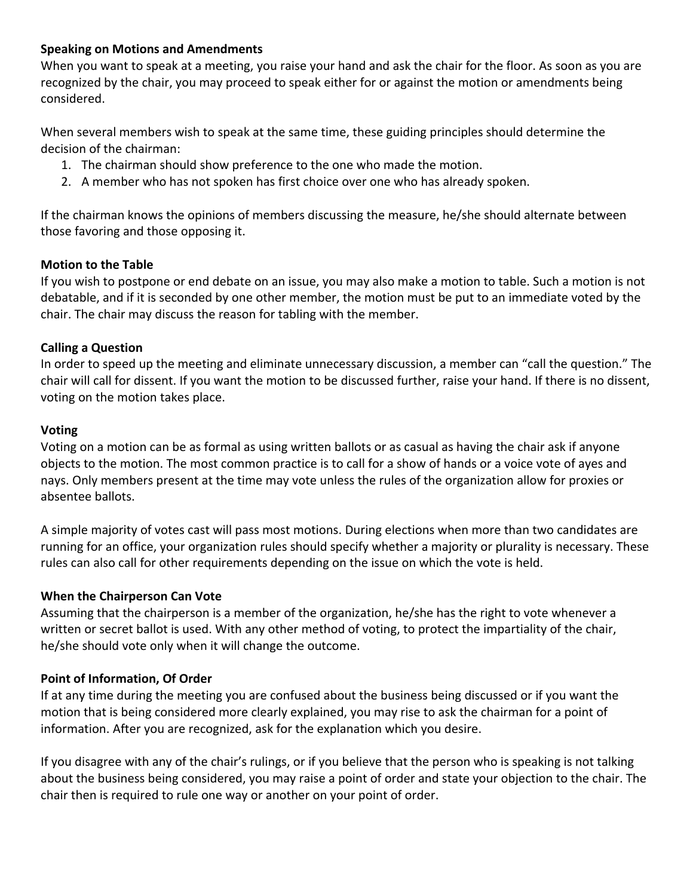**Speaking on Motions and Amendments**

When you want to speak at a meeting, you raise your hand and ask the chair for the floor. As soon as you are recognized by the chair, you may proceed to speak either for or against the motion or amendments being considered.

When several members wish to speak at the same time, these guiding principles should determine the decision of the chairman:

1. The chairman should show preference to the one who made the motion.
2. A member who has not spoken has first choice over one who has already spoken.

If the chairman knows the opinions of members discussing the measure, he/she should alternate between those favoring and those opposing it.

**Motion to the Table**

If you wish to postpone or end debate on an issue, you may also make a motion to table. Such a motion is not debatable, and if it is seconded by one other member, the motion must be put to an immediate voted by the chair. The chair may discuss the reason for tabling with the member.

**Calling a Question**

In order to speed up the meeting and eliminate unnecessary discussion, a member can "call the question." The chair will call for dissent. If you want the motion to be discussed further, raise your hand. If there is no dissent, voting on the motion takes place.

**Voting**

Voting on a motion can be as formal as using written ballots or as casual as having the chair ask if anyone objects to the motion. The most common practice is to call for a show of hands or a voice vote of ayes and nays. Only members present at the time may vote unless the rules of the organization allow for proxies or absentee ballots.

A simple majority of votes cast will pass most motions. During elections when more than two candidates are running for an office, your organization rules should specify whether a majority or plurality is necessary. These rules can also call for other requirements depending on the issue on which the vote is held.

**When the Chairperson Can Vote**

Assuming that the chairperson is a member of the organization, he/she has the right to vote whenever a written or secret ballot is used. With any other method of voting, to protect the impartiality of the chair, he/she should vote only when it will change the outcome.

**Point of Information, Of Order**

If at any time during the meeting you are confused about the business being discussed or if you want the motion that is being considered more clearly explained, you may rise to ask the chairman for a point of information. After you are recognized, ask for the explanation which you desire.

If you disagree with any of the chair's rulings, or if you believe that the person who is speaking is not talking about the business being considered, you may raise a point of order and state your objection to the chair. The chair then is required to rule one way or another on your point of order.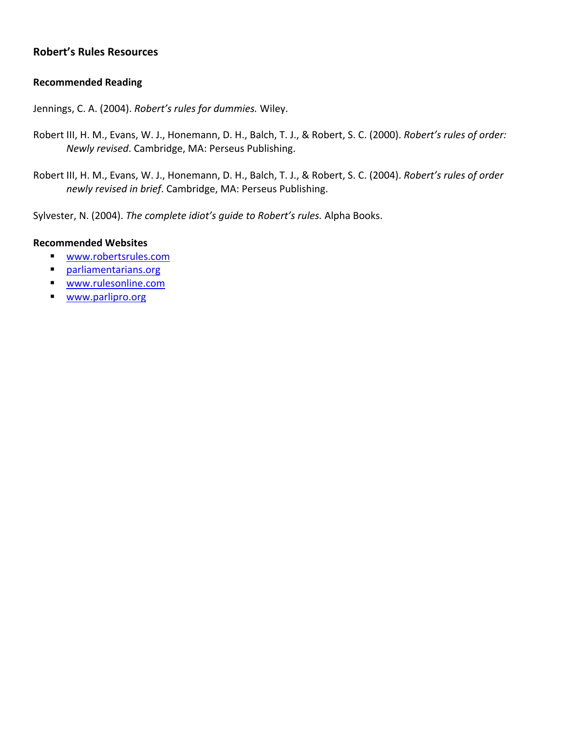## Robert's Rules Resources

### Recommended Reading

Jennings, C. A. (2004). *Robert's rules for dummies.* Wiley.

Robert III, H. M., Evans, W. J., Honemann, D. H., Balch, T. J., & Robert, S. C. (2000). *Robert's rules of order: Newly revised*. Cambridge, MA: Perseus Publishing.

Robert III, H. M., Evans, W. J., Honemann, D. H., Balch, T. J., & Robert, S. C. (2004). *Robert's rules of order newly revised in brief*. Cambridge, MA: Perseus Publishing.

Sylvester, N. (2004). *The complete idiot's guide to Robert's rules.* Alpha Books.

### Recommended Websites

- www.robertsrules.com
- parliamentarians.org
- www.rulesonline.com
- www.parlipro.org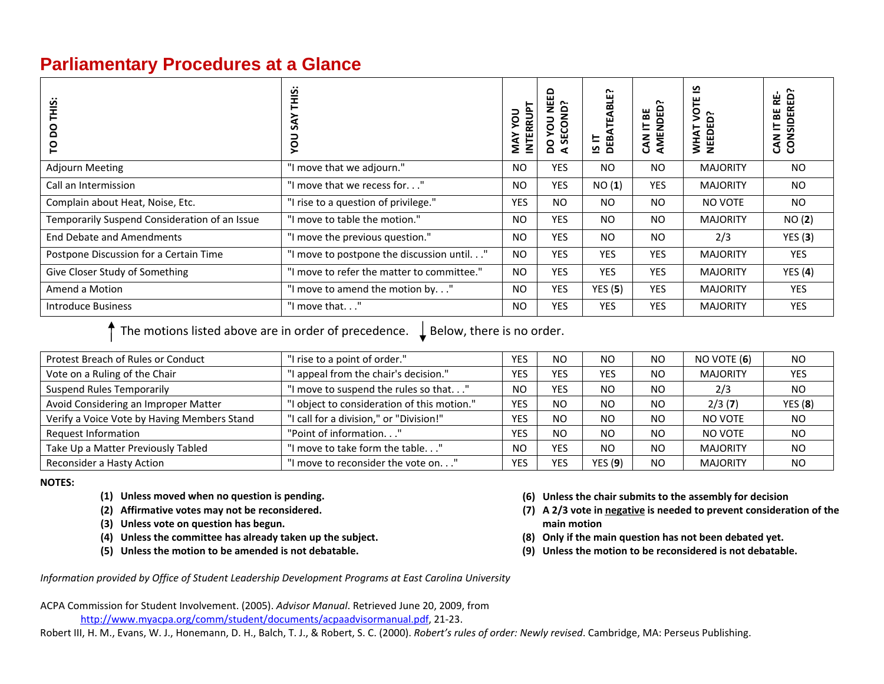# Parliamentary Procedures at a Glance

| TO DO THIS: | YOU SAY THIS: | MAY YOU INTERRUPT | DO YOU NEED A SECOND? | IS IT DEBATEABLE? | CAN IT BE AMENDED? | WHAT VOTE IS NEEDED? | CAN IT BE RE-CONSIDERED? |
|---|---|---|---|---|---|---|---|
| Adjourn Meeting | "I move that we adjourn." | NO | YES | NO | NO | MAJORITY | NO |
| Call an Intermission | "I move that we recess for. . ." | NO | YES | NO (**1**) | YES | MAJORITY | NO |
| Complain about Heat, Noise, Etc. | "I rise to a question of privilege." | YES | NO | NO | NO | NO VOTE | NO |
| Temporarily Suspend Consideration of an Issue | "I move to table the motion." | NO | YES | NO | NO | MAJORITY | NO (**2**) |
| End Debate and Amendments | "I move the previous question." | NO | YES | NO | NO | 2/3 | YES (**3**) |
| Postpone Discussion for a Certain Time | "I move to postpone the discussion until. . ." | NO | YES | YES | YES | MAJORITY | YES |
| Give Closer Study of Something | "I move to refer the matter to committee." | NO | YES | YES | YES | MAJORITY | YES (**4**) |
| Amend a Motion | "I move to amend the motion by. . ." | NO | YES | YES (**5**) | YES | MAJORITY | YES |
| Introduce Business | "I move that. . ." | NO | YES | YES | YES | MAJORITY | YES |

↑ The motions listed above are in order of precedence. ↓ Below, there is no order.

| TO DO THIS: | YOU SAY THIS: | MAY YOU INTERRUPT | DO YOU NEED A SECOND? | IS IT DEBATEABLE? | CAN IT BE AMENDED? | WHAT VOTE IS NEEDED? | CAN IT BE RE-CONSIDERED? |
|---|---|---|---|---|---|---|---|
| Protest Breach of Rules or Conduct | "I rise to a point of order." | YES | NO | NO | NO | NO VOTE (**6**) | NO |
| Vote on a Ruling of the Chair | "I appeal from the chair's decision." | YES | YES | YES | NO | MAJORITY | YES |
| Suspend Rules Temporarily | "I move to suspend the rules so that. . ." | NO | YES | NO | NO | 2/3 | NO |
| Avoid Considering an Improper Matter | "I object to consideration of this motion." | YES | NO | NO | NO | 2/3 (**7**) | YES (**8**) |
| Verify a Voice Vote by Having Members Stand | "I call for a division," or "Division!" | YES | NO | NO | NO | NO VOTE | NO |
| Request Information | "Point of information. . ." | YES | NO | NO | NO | NO VOTE | NO |
| Take Up a Matter Previously Tabled | "I move to take form the table. . ." | NO | YES | NO | NO | MAJORITY | NO |
| Reconsider a Hasty Action | "I move to reconsider the vote on. . ." | YES | YES | YES (**9**) | NO | MAJORITY | NO |

**NOTES:**

**(1) Unless moved when no question is pending.**
**(2) Affirmative votes may not be reconsidered.**
**(3) Unless vote on question has begun.**
**(4) Unless the committee has already taken up the subject.**
**(5) Unless the motion to be amended is not debatable.**
**(6) Unless the chair submits to the assembly for decision**
**(7) A 2/3 vote in <u>negative</u> is needed to prevent consideration of the main motion**
**(8) Only if the main question has not been debated yet.**
**(9) Unless the motion to be reconsidered is not debatable.**

*Information provided by Office of Student Leadership Development Programs at East Carolina University*

ACPA Commission for Student Involvement. (2005). *Advisor Manual*. Retrieved June 20, 2009, from http://www.myacpa.org/comm/student/documents/acpaadvisormanual.pdf, 21-23.

Robert III, H. M., Evans, W. J., Honemann, D. H., Balch, T. J., & Robert, S. C. (2000). *Robert's rules of order: Newly revised*. Cambridge, MA: Perseus Publishing.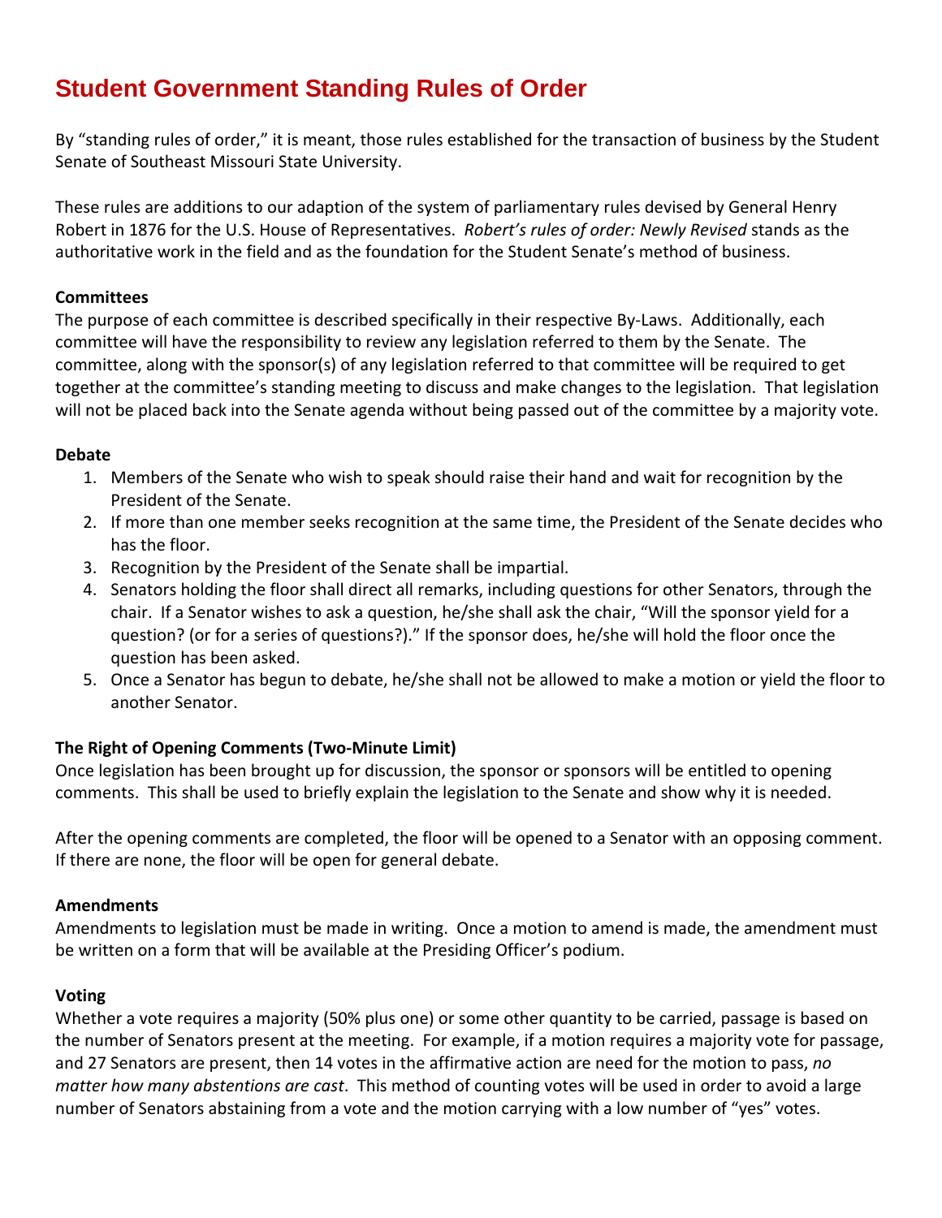# Student Government Standing Rules of Order

By "standing rules of order," it is meant, those rules established for the transaction of business by the Student Senate of Southeast Missouri State University.

These rules are additions to our adaption of the system of parliamentary rules devised by General Henry Robert in 1876 for the U.S. House of Representatives. *Robert's rules of order: Newly Revised* stands as the authoritative work in the field and as the foundation for the Student Senate's method of business.

**Committees**

The purpose of each committee is described specifically in their respective By-Laws. Additionally, each committee will have the responsibility to review any legislation referred to them by the Senate. The committee, along with the sponsor(s) of any legislation referred to that committee will be required to get together at the committee's standing meeting to discuss and make changes to the legislation. That legislation will not be placed back into the Senate agenda without being passed out of the committee by a majority vote.

**Debate**

1. Members of the Senate who wish to speak should raise their hand and wait for recognition by the President of the Senate.
2. If more than one member seeks recognition at the same time, the President of the Senate decides who has the floor.
3. Recognition by the President of the Senate shall be impartial.
4. Senators holding the floor shall direct all remarks, including questions for other Senators, through the chair. If a Senator wishes to ask a question, he/she shall ask the chair, "Will the sponsor yield for a question? (or for a series of questions?)." If the sponsor does, he/she will hold the floor once the question has been asked.
5. Once a Senator has begun to debate, he/she shall not be allowed to make a motion or yield the floor to another Senator.

**The Right of Opening Comments (Two-Minute Limit)**

Once legislation has been brought up for discussion, the sponsor or sponsors will be entitled to opening comments. This shall be used to briefly explain the legislation to the Senate and show why it is needed.

After the opening comments are completed, the floor will be opened to a Senator with an opposing comment. If there are none, the floor will be open for general debate.

**Amendments**

Amendments to legislation must be made in writing. Once a motion to amend is made, the amendment must be written on a form that will be available at the Presiding Officer's podium.

**Voting**

Whether a vote requires a majority (50% plus one) or some other quantity to be carried, passage is based on the number of Senators present at the meeting. For example, if a motion requires a majority vote for passage, and 27 Senators are present, then 14 votes in the affirmative action are need for the motion to pass, *no matter how many abstentions are cast*. This method of counting votes will be used in order to avoid a large number of Senators abstaining from a vote and the motion carrying with a low number of "yes" votes.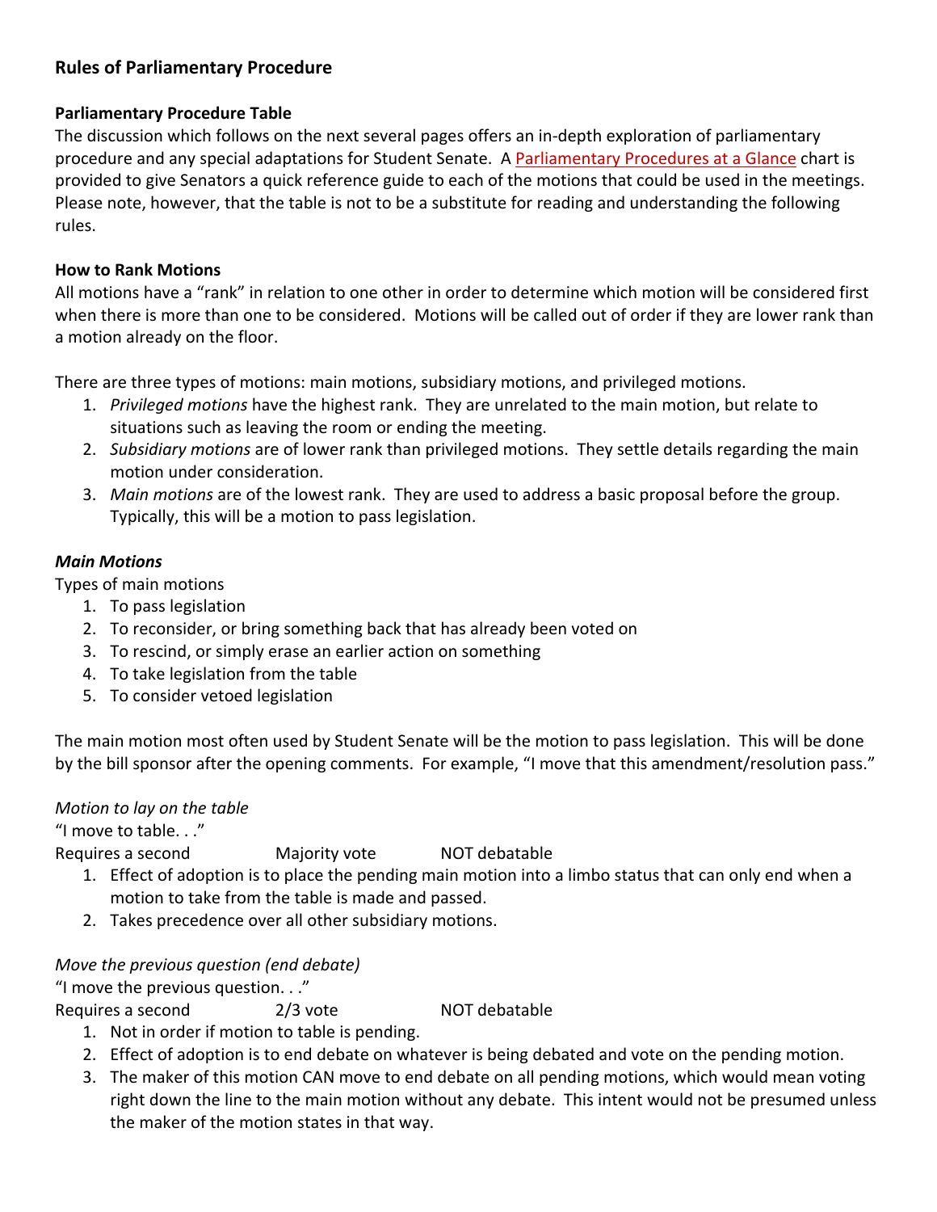## Rules of Parliamentary Procedure

### Parliamentary Procedure Table

The discussion which follows on the next several pages offers an in-depth exploration of parliamentary procedure and any special adaptations for Student Senate. A Parliamentary Procedures at a Glance chart is provided to give Senators a quick reference guide to each of the motions that could be used in the meetings. Please note, however, that the table is not to be a substitute for reading and understanding the following rules.

### How to Rank Motions

All motions have a "rank" in relation to one other in order to determine which motion will be considered first when there is more than one to be considered. Motions will be called out of order if they are lower rank than a motion already on the floor.

There are three types of motions: main motions, subsidiary motions, and privileged motions.

1. *Privileged motions* have the highest rank. They are unrelated to the main motion, but relate to situations such as leaving the room or ending the meeting.
2. *Subsidiary motions* are of lower rank than privileged motions. They settle details regarding the main motion under consideration.
3. *Main motions* are of the lowest rank. They are used to address a basic proposal before the group. Typically, this will be a motion to pass legislation.

### *Main Motions*

Types of main motions

1. To pass legislation
2. To reconsider, or bring something back that has already been voted on
3. To rescind, or simply erase an earlier action on something
4. To take legislation from the table
5. To consider vetoed legislation

The main motion most often used by Student Senate will be the motion to pass legislation. This will be done by the bill sponsor after the opening comments. For example, "I move that this amendment/resolution pass."

*Motion to lay on the table*

"I move to table. . ."

Requires a second Majority vote NOT debatable

1. Effect of adoption is to place the pending main motion into a limbo status that can only end when a motion to take from the table is made and passed.
2. Takes precedence over all other subsidiary motions.

*Move the previous question (end debate)*

"I move the previous question. . ."

Requires a second 2/3 vote NOT debatable

1. Not in order if motion to table is pending.
2. Effect of adoption is to end debate on whatever is being debated and vote on the pending motion.
3. The maker of this motion CAN move to end debate on all pending motions, which would mean voting right down the line to the main motion without any debate. This intent would not be presumed unless the maker of the motion states in that way.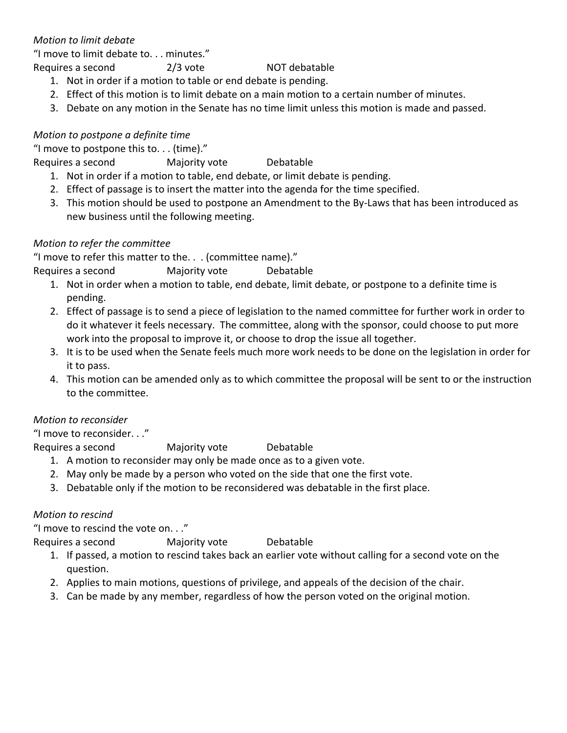*Motion to limit debate*

"I move to limit debate to. . . minutes."

Requires a second 2/3 vote NOT debatable

1. Not in order if a motion to table or end debate is pending.
2. Effect of this motion is to limit debate on a main motion to a certain number of minutes.
3. Debate on any motion in the Senate has no time limit unless this motion is made and passed.

*Motion to postpone a definite time*

"I move to postpone this to. . . (time)."

Requires a second Majority vote Debatable

1. Not in order if a motion to table, end debate, or limit debate is pending.
2. Effect of passage is to insert the matter into the agenda for the time specified.
3. This motion should be used to postpone an Amendment to the By-Laws that has been introduced as new business until the following meeting.

*Motion to refer the committee*

"I move to refer this matter to the. . . (committee name)."

Requires a second Majority vote Debatable

1. Not in order when a motion to table, end debate, limit debate, or postpone to a definite time is pending.
2. Effect of passage is to send a piece of legislation to the named committee for further work in order to do it whatever it feels necessary. The committee, along with the sponsor, could choose to put more work into the proposal to improve it, or choose to drop the issue all together.
3. It is to be used when the Senate feels much more work needs to be done on the legislation in order for it to pass.
4. This motion can be amended only as to which committee the proposal will be sent to or the instruction to the committee.

*Motion to reconsider*

"I move to reconsider. . ."

Requires a second Majority vote Debatable

1. A motion to reconsider may only be made once as to a given vote.
2. May only be made by a person who voted on the side that one the first vote.
3. Debatable only if the motion to be reconsidered was debatable in the first place.

*Motion to rescind*

"I move to rescind the vote on. . ."

Requires a second Majority vote Debatable

1. If passed, a motion to rescind takes back an earlier vote without calling for a second vote on the question.
2. Applies to main motions, questions of privilege, and appeals of the decision of the chair.
3. Can be made by any member, regardless of how the person voted on the original motion.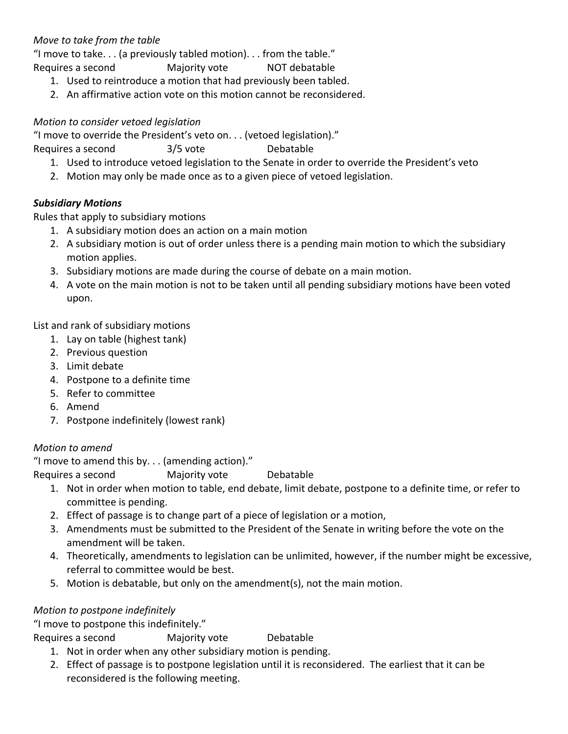*Move to take from the table*

"I move to take. . . (a previously tabled motion). . . from the table."

Requires a second  Majority vote  NOT debatable

1. Used to reintroduce a motion that had previously been tabled.
2. An affirmative action vote on this motion cannot be reconsidered.

*Motion to consider vetoed legislation*

"I move to override the President's veto on. . . (vetoed legislation)."

Requires a second  3/5 vote  Debatable

1. Used to introduce vetoed legislation to the Senate in order to override the President's veto
2. Motion may only be made once as to a given piece of vetoed legislation.

***Subsidiary Motions***

Rules that apply to subsidiary motions

1. A subsidiary motion does an action on a main motion
2. A subsidiary motion is out of order unless there is a pending main motion to which the subsidiary motion applies.
3. Subsidiary motions are made during the course of debate on a main motion.
4. A vote on the main motion is not to be taken until all pending subsidiary motions have been voted upon.

List and rank of subsidiary motions

1. Lay on table (highest tank)
2. Previous question
3. Limit debate
4. Postpone to a definite time
5. Refer to committee
6. Amend
7. Postpone indefinitely (lowest rank)

*Motion to amend*

"I move to amend this by. . . (amending action)."

Requires a second  Majority vote  Debatable

1. Not in order when motion to table, end debate, limit debate, postpone to a definite time, or refer to committee is pending.
2. Effect of passage is to change part of a piece of legislation or a motion,
3. Amendments must be submitted to the President of the Senate in writing before the vote on the amendment will be taken.
4. Theoretically, amendments to legislation can be unlimited, however, if the number might be excessive, referral to committee would be best.
5. Motion is debatable, but only on the amendment(s), not the main motion.

*Motion to postpone indefinitely*

"I move to postpone this indefinitely."

Requires a second  Majority vote  Debatable

1. Not in order when any other subsidiary motion is pending.
2. Effect of passage is to postpone legislation until it is reconsidered. The earliest that it can be reconsidered is the following meeting.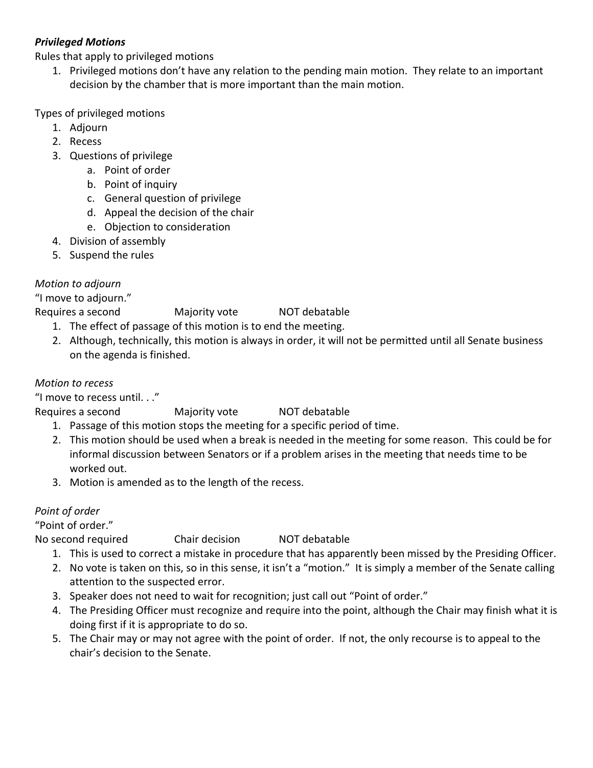***Privileged Motions***

Rules that apply to privileged motions

1. Privileged motions don't have any relation to the pending main motion. They relate to an important decision by the chamber that is more important than the main motion.

Types of privileged motions

1. Adjourn
2. Recess
3. Questions of privilege
   a. Point of order
   b. Point of inquiry
   c. General question of privilege
   d. Appeal the decision of the chair
   e. Objection to consideration
4. Division of assembly
5. Suspend the rules

*Motion to adjourn*

"I move to adjourn."

Requires a second Majority vote NOT debatable

1. The effect of passage of this motion is to end the meeting.
2. Although, technically, this motion is always in order, it will not be permitted until all Senate business on the agenda is finished.

*Motion to recess*

"I move to recess until. . ."

Requires a second Majority vote NOT debatable

1. Passage of this motion stops the meeting for a specific period of time.
2. This motion should be used when a break is needed in the meeting for some reason. This could be for informal discussion between Senators or if a problem arises in the meeting that needs time to be worked out.
3. Motion is amended as to the length of the recess.

*Point of order*

"Point of order."

No second required Chair decision NOT debatable

1. This is used to correct a mistake in procedure that has apparently been missed by the Presiding Officer.
2. No vote is taken on this, so in this sense, it isn't a "motion." It is simply a member of the Senate calling attention to the suspected error.
3. Speaker does not need to wait for recognition; just call out "Point of order."
4. The Presiding Officer must recognize and require into the point, although the Chair may finish what it is doing first if it is appropriate to do so.
5. The Chair may or may not agree with the point of order. If not, the only recourse is to appeal to the chair's decision to the Senate.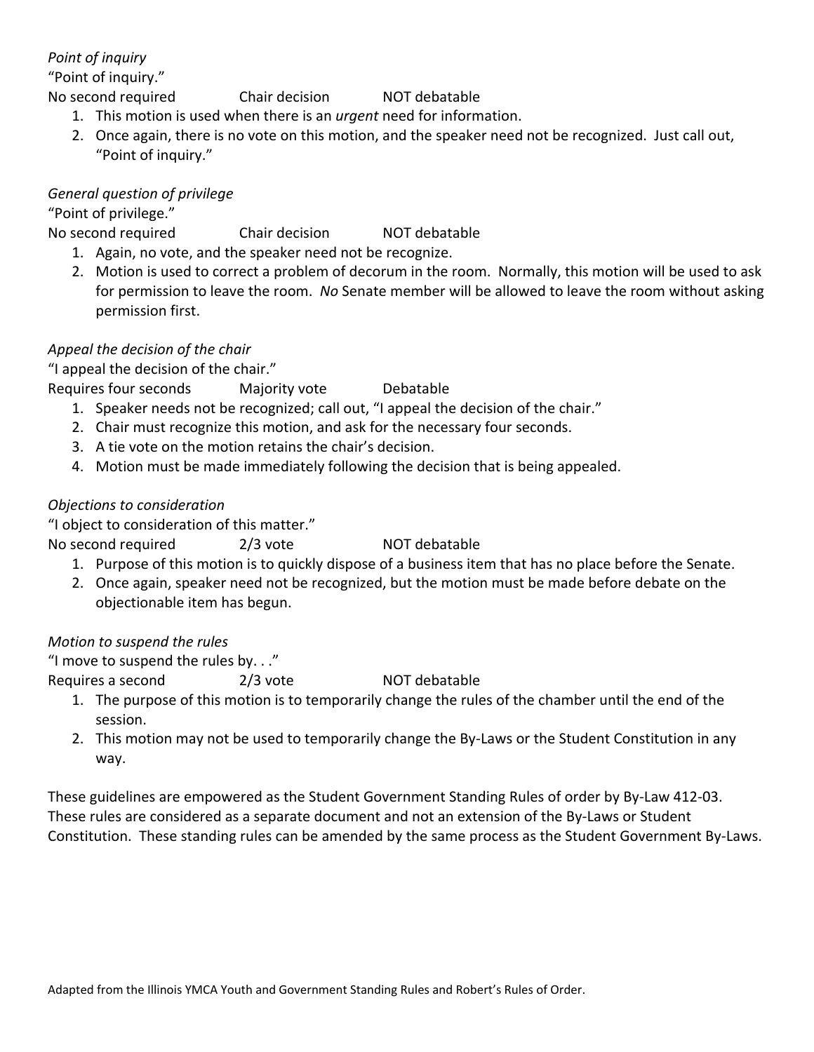*Point of inquiry*

"Point of inquiry."

No second required  Chair decision  NOT debatable

1. This motion is used when there is an *urgent* need for information.
2. Once again, there is no vote on this motion, and the speaker need not be recognized. Just call out, "Point of inquiry."

*General question of privilege*

"Point of privilege."

No second required  Chair decision  NOT debatable

1. Again, no vote, and the speaker need not be recognize.
2. Motion is used to correct a problem of decorum in the room. Normally, this motion will be used to ask for permission to leave the room. *No* Senate member will be allowed to leave the room without asking permission first.

*Appeal the decision of the chair*

"I appeal the decision of the chair."

Requires four seconds  Majority vote  Debatable

1. Speaker needs not be recognized; call out, "I appeal the decision of the chair."
2. Chair must recognize this motion, and ask for the necessary four seconds.
3. A tie vote on the motion retains the chair's decision.
4. Motion must be made immediately following the decision that is being appealed.

*Objections to consideration*

"I object to consideration of this matter."

No second required  2/3 vote  NOT debatable

1. Purpose of this motion is to quickly dispose of a business item that has no place before the Senate.
2. Once again, speaker need not be recognized, but the motion must be made before debate on the objectionable item has begun.

*Motion to suspend the rules*

"I move to suspend the rules by. . ."

Requires a second  2/3 vote  NOT debatable

1. The purpose of this motion is to temporarily change the rules of the chamber until the end of the session.
2. This motion may not be used to temporarily change the By-Laws or the Student Constitution in any way.

These guidelines are empowered as the Student Government Standing Rules of order by By-Law 412-03. These rules are considered as a separate document and not an extension of the By-Laws or Student Constitution. These standing rules can be amended by the same process as the Student Government By-Laws.

Adapted from the Illinois YMCA Youth and Government Standing Rules and Robert's Rules of Order.